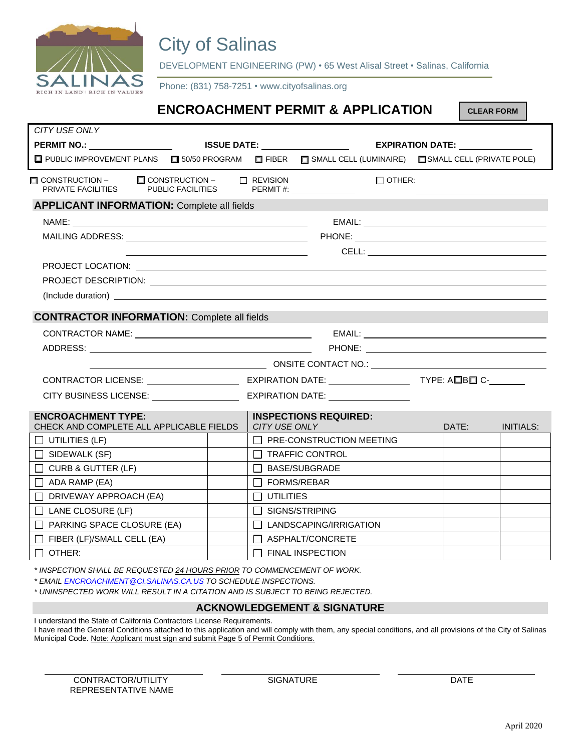# City of Salinas

DEVELOPMENT ENGINEERING (PW) • 65 West Alisal Street • Salinas, California

Phone: (831) 758-7251 • www.cityofsalinas.org

## ENCROACHMENT PERMIT & APPLICATION

CLEAR FORM

*CITY USE ONLY*

**PERMIT NO.:** \_\_\_\_\_\_\_\_\_\_ **ISSUE DATE:** \_\_\_\_\_\_\_\_\_\_ **EXPIRATION DATE:** \_\_\_\_\_\_\_\_\_\_

☐ PUBLIC IMPROVEMENT PLANS ☐ 50/50 PROGRAM ☐ FIBER ☐ SMALL CELL (LUMINAIRE) ☐ SMALL CELL (PRIVATE POLE)

☐ CONSTRUCTION – PRIVATE FACILITIES ☐ CONSTRUCTION – PUBLIC FACILITIES ☐ REVISION PERMIT #: \_\_\_\_\_\_\_\_\_\_ ☐ OTHER: \_\_\_\_\_\_\_\_\_\_

### APPLICANT INFORMATION: Complete all fields

NAME: \_\_\_\_\_\_\_\_\_\_ EMAIL: \_\_\_\_\_\_\_\_\_\_

MAILING ADDRESS: \_\_\_\_\_\_\_\_\_\_ PHONE: \_\_\_\_\_\_\_\_\_\_

\_\_\_\_\_\_\_\_\_\_ CELL: \_\_\_\_\_\_\_\_\_\_

PROJECT LOCATION: \_\_\_\_\_\_\_\_\_\_

PROJECT DESCRIPTION: \_\_\_\_\_\_\_\_\_\_

(Include duration) \_\_\_\_\_\_\_\_\_\_

### CONTRACTOR INFORMATION: Complete all fields

CONTRACTOR NAME: \_\_\_\_\_\_\_\_\_\_ EMAIL: \_\_\_\_\_\_\_\_\_\_

ADDRESS: \_\_\_\_\_\_\_\_\_\_ PHONE: \_\_\_\_\_\_\_\_\_\_

\_\_\_\_\_\_\_\_\_\_ ONSITE CONTACT NO.: \_\_\_\_\_\_\_\_\_\_

CONTRACTOR LICENSE: \_\_\_\_\_\_\_\_\_\_ EXPIRATION DATE: \_\_\_\_\_\_\_\_\_\_ TYPE: A☐B☐ C-\_\_\_\_\_\_

CITY BUSINESS LICENSE: \_\_\_\_\_\_\_\_\_\_ EXPIRATION DATE: \_\_\_\_\_\_\_\_\_\_

| **ENCROACHMENT TYPE:** CHECK AND COMPLETE ALL APPLICABLE FIELDS | | **INSPECTIONS REQUIRED:** *CITY USE ONLY* | DATE: | INITIALS: |
|---|---|---|---|---|
| ☐ UTILITIES (LF) | | ☐ PRE-CONSTRUCTION MEETING | | |
| ☐ SIDEWALK (SF) | | ☐ TRAFFIC CONTROL | | |
| ☐ CURB & GUTTER (LF) | | ☐ BASE/SUBGRADE | | |
| ☐ ADA RAMP (EA) | | ☐ FORMS/REBAR | | |
| ☐ DRIVEWAY APPROACH (EA) | | ☐ UTILITIES | | |
| ☐ LANE CLOSURE (LF) | | ☐ SIGNS/STRIPING | | |
| ☐ PARKING SPACE CLOSURE (EA) | | ☐ LANDSCAPING/IRRIGATION | | |
| ☐ FIBER (LF)/SMALL CELL (EA) | | ☐ ASPHALT/CONCRETE | | |
| ☐ OTHER: | | ☐ FINAL INSPECTION | | |

*\* INSPECTION SHALL BE REQUESTED 24 HOURS PRIOR TO COMMENCEMENT OF WORK.*

*\* EMAIL ENCROACHMENT@CI.SALINAS.CA.US TO SCHEDULE INSPECTIONS.*

*\* UNINSPECTED WORK WILL RESULT IN A CITATION AND IS SUBJECT TO BEING REJECTED.*

### ACKNOWLEDGEMENT & SIGNATURE

I understand the State of California Contractors License Requirements.

I have read the General Conditions attached to this application and will comply with them, any special conditions, and all provisions of the City of Salinas Municipal Code. Note: Applicant must sign and submit Page 5 of Permit Conditions.

| \_\_\_\_\_\_\_\_\_\_ | \_\_\_\_\_\_\_\_\_\_ | \_\_\_\_\_\_\_\_\_\_ |
|---|---|---|
| CONTRACTOR/UTILITY REPRESENTATIVE NAME | SIGNATURE | DATE |

April 2020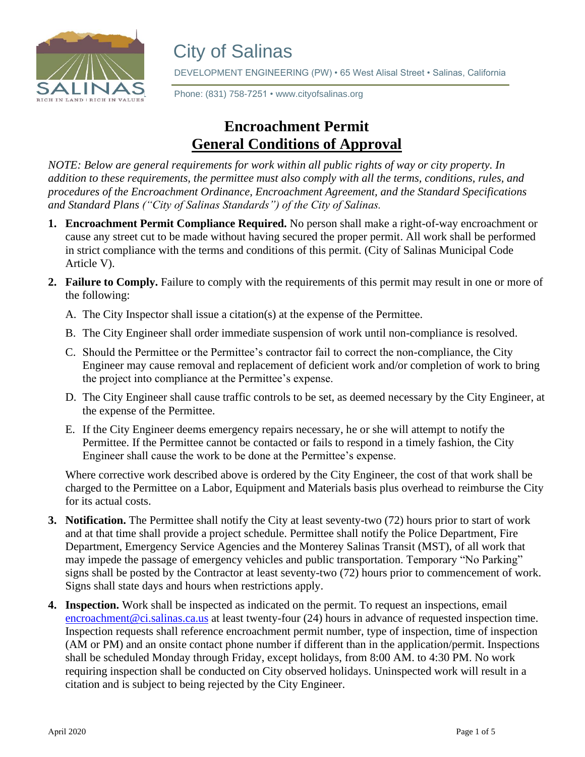City of Salinas

DEVELOPMENT ENGINEERING (PW) • 65 West Alisal Street • Salinas, California

Phone: (831) 758-7251 • www.cityofsalinas.org

# Encroachment Permit
## General Conditions of Approval

*NOTE: Below are general requirements for work within all public rights of way or city property. In addition to these requirements, the permittee must also comply with all the terms, conditions, rules, and procedures of the Encroachment Ordinance, Encroachment Agreement, and the Standard Specifications and Standard Plans ("City of Salinas Standards") of the City of Salinas.*

1. **Encroachment Permit Compliance Required.** No person shall make a right-of-way encroachment or cause any street cut to be made without having secured the proper permit. All work shall be performed in strict compliance with the terms and conditions of this permit. (City of Salinas Municipal Code Article V).

2. **Failure to Comply.** Failure to comply with the requirements of this permit may result in one or more of the following:

   A. The City Inspector shall issue a citation(s) at the expense of the Permittee.

   B. The City Engineer shall order immediate suspension of work until non-compliance is resolved.

   C. Should the Permittee or the Permittee's contractor fail to correct the non-compliance, the City Engineer may cause removal and replacement of deficient work and/or completion of work to bring the project into compliance at the Permittee's expense.

   D. The City Engineer shall cause traffic controls to be set, as deemed necessary by the City Engineer, at the expense of the Permittee.

   E. If the City Engineer deems emergency repairs necessary, he or she will attempt to notify the Permittee. If the Permittee cannot be contacted or fails to respond in a timely fashion, the City Engineer shall cause the work to be done at the Permittee's expense.

   Where corrective work described above is ordered by the City Engineer, the cost of that work shall be charged to the Permittee on a Labor, Equipment and Materials basis plus overhead to reimburse the City for its actual costs.

3. **Notification.** The Permittee shall notify the City at least seventy-two (72) hours prior to start of work and at that time shall provide a project schedule. Permittee shall notify the Police Department, Fire Department, Emergency Service Agencies and the Monterey Salinas Transit (MST), of all work that may impede the passage of emergency vehicles and public transportation. Temporary "No Parking" signs shall be posted by the Contractor at least seventy-two (72) hours prior to commencement of work. Signs shall state days and hours when restrictions apply.

4. **Inspection.** Work shall be inspected as indicated on the permit. To request an inspections, email encroachment@ci.salinas.ca.us at least twenty-four (24) hours in advance of requested inspection time. Inspection requests shall reference encroachment permit number, type of inspection, time of inspection (AM or PM) and an onsite contact phone number if different than in the application/permit. Inspections shall be scheduled Monday through Friday, except holidays, from 8:00 AM. to 4:30 PM. No work requiring inspection shall be conducted on City observed holidays. Uninspected work will result in a citation and is subject to being rejected by the City Engineer.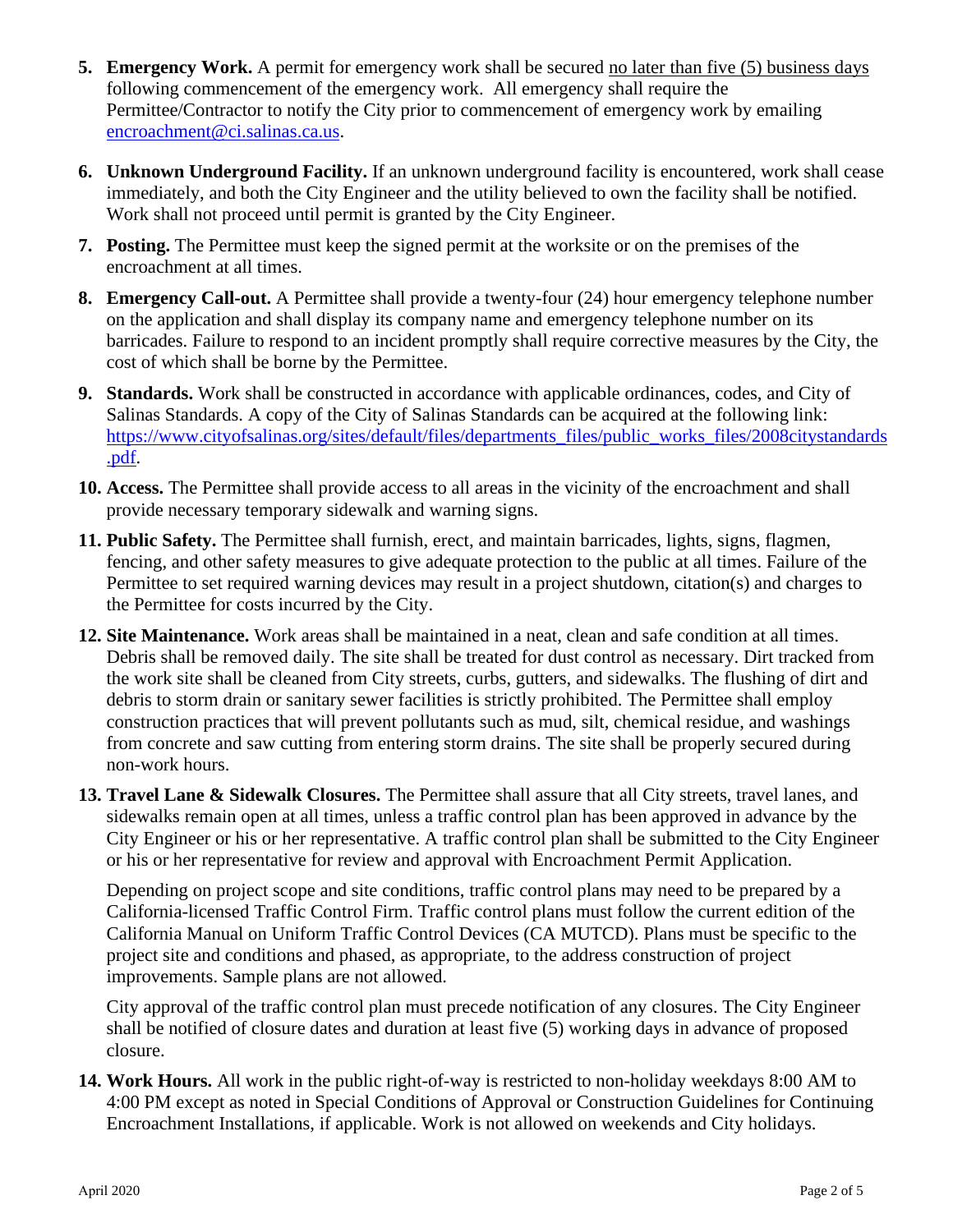5. **Emergency Work.** A permit for emergency work shall be secured no later than five (5) business days following commencement of the emergency work. All emergency shall require the Permittee/Contractor to notify the City prior to commencement of emergency work by emailing encroachment@ci.salinas.ca.us.

6. **Unknown Underground Facility.** If an unknown underground facility is encountered, work shall cease immediately, and both the City Engineer and the utility believed to own the facility shall be notified. Work shall not proceed until permit is granted by the City Engineer.

7. **Posting.** The Permittee must keep the signed permit at the worksite or on the premises of the encroachment at all times.

8. **Emergency Call-out.** A Permittee shall provide a twenty-four (24) hour emergency telephone number on the application and shall display its company name and emergency telephone number on its barricades. Failure to respond to an incident promptly shall require corrective measures by the City, the cost of which shall be borne by the Permittee.

9. **Standards.** Work shall be constructed in accordance with applicable ordinances, codes, and City of Salinas Standards. A copy of the City of Salinas Standards can be acquired at the following link: https://www.cityofsalinas.org/sites/default/files/departments_files/public_works_files/2008citystandards.pdf.

10. **Access.** The Permittee shall provide access to all areas in the vicinity of the encroachment and shall provide necessary temporary sidewalk and warning signs.

11. **Public Safety.** The Permittee shall furnish, erect, and maintain barricades, lights, signs, flagmen, fencing, and other safety measures to give adequate protection to the public at all times. Failure of the Permittee to set required warning devices may result in a project shutdown, citation(s) and charges to the Permittee for costs incurred by the City.

12. **Site Maintenance.** Work areas shall be maintained in a neat, clean and safe condition at all times. Debris shall be removed daily. The site shall be treated for dust control as necessary. Dirt tracked from the work site shall be cleaned from City streets, curbs, gutters, and sidewalks. The flushing of dirt and debris to storm drain or sanitary sewer facilities is strictly prohibited. The Permittee shall employ construction practices that will prevent pollutants such as mud, silt, chemical residue, and washings from concrete and saw cutting from entering storm drains. The site shall be properly secured during non-work hours.

13. **Travel Lane & Sidewalk Closures.** The Permittee shall assure that all City streets, travel lanes, and sidewalks remain open at all times, unless a traffic control plan has been approved in advance by the City Engineer or his or her representative. A traffic control plan shall be submitted to the City Engineer or his or her representative for review and approval with Encroachment Permit Application.

    Depending on project scope and site conditions, traffic control plans may need to be prepared by a California-licensed Traffic Control Firm. Traffic control plans must follow the current edition of the California Manual on Uniform Traffic Control Devices (CA MUTCD). Plans must be specific to the project site and conditions and phased, as appropriate, to the address construction of project improvements. Sample plans are not allowed.

    City approval of the traffic control plan must precede notification of any closures. The City Engineer shall be notified of closure dates and duration at least five (5) working days in advance of proposed closure.

14. **Work Hours.** All work in the public right-of-way is restricted to non-holiday weekdays 8:00 AM to 4:00 PM except as noted in Special Conditions of Approval or Construction Guidelines for Continuing Encroachment Installations, if applicable. Work is not allowed on weekends and City holidays.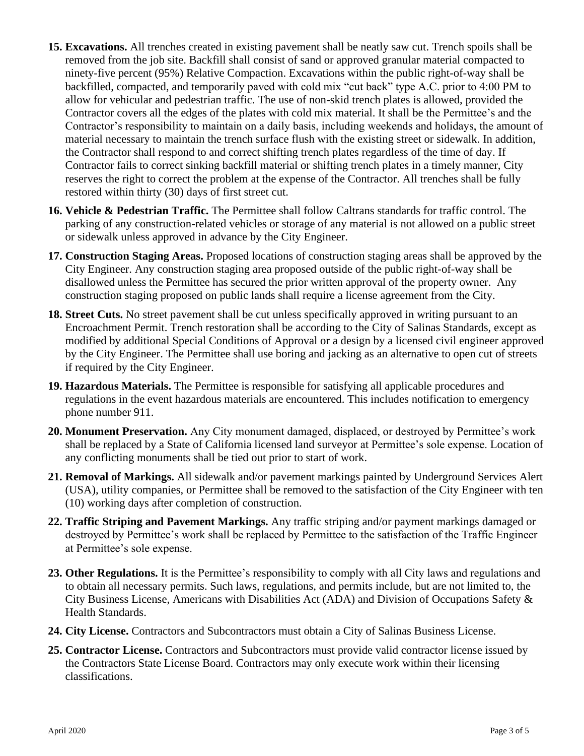15. **Excavations.** All trenches created in existing pavement shall be neatly saw cut. Trench spoils shall be removed from the job site. Backfill shall consist of sand or approved granular material compacted to ninety-five percent (95%) Relative Compaction. Excavations within the public right-of-way shall be backfilled, compacted, and temporarily paved with cold mix "cut back" type A.C. prior to 4:00 PM to allow for vehicular and pedestrian traffic. The use of non-skid trench plates is allowed, provided the Contractor covers all the edges of the plates with cold mix material. It shall be the Permittee's and the Contractor's responsibility to maintain on a daily basis, including weekends and holidays, the amount of material necessary to maintain the trench surface flush with the existing street or sidewalk. In addition, the Contractor shall respond to and correct shifting trench plates regardless of the time of day. If Contractor fails to correct sinking backfill material or shifting trench plates in a timely manner, City reserves the right to correct the problem at the expense of the Contractor. All trenches shall be fully restored within thirty (30) days of first street cut.

16. **Vehicle & Pedestrian Traffic.** The Permittee shall follow Caltrans standards for traffic control. The parking of any construction-related vehicles or storage of any material is not allowed on a public street or sidewalk unless approved in advance by the City Engineer.

17. **Construction Staging Areas.** Proposed locations of construction staging areas shall be approved by the City Engineer. Any construction staging area proposed outside of the public right-of-way shall be disallowed unless the Permittee has secured the prior written approval of the property owner. Any construction staging proposed on public lands shall require a license agreement from the City.

18. **Street Cuts.** No street pavement shall be cut unless specifically approved in writing pursuant to an Encroachment Permit. Trench restoration shall be according to the City of Salinas Standards, except as modified by additional Special Conditions of Approval or a design by a licensed civil engineer approved by the City Engineer. The Permittee shall use boring and jacking as an alternative to open cut of streets if required by the City Engineer.

19. **Hazardous Materials.** The Permittee is responsible for satisfying all applicable procedures and regulations in the event hazardous materials are encountered. This includes notification to emergency phone number 911.

20. **Monument Preservation.** Any City monument damaged, displaced, or destroyed by Permittee's work shall be replaced by a State of California licensed land surveyor at Permittee's sole expense. Location of any conflicting monuments shall be tied out prior to start of work.

21. **Removal of Markings.** All sidewalk and/or pavement markings painted by Underground Services Alert (USA), utility companies, or Permittee shall be removed to the satisfaction of the City Engineer with ten (10) working days after completion of construction.

22. **Traffic Striping and Pavement Markings.** Any traffic striping and/or payment markings damaged or destroyed by Permittee's work shall be replaced by Permittee to the satisfaction of the Traffic Engineer at Permittee's sole expense.

23. **Other Regulations.** It is the Permittee's responsibility to comply with all City laws and regulations and to obtain all necessary permits. Such laws, regulations, and permits include, but are not limited to, the City Business License, Americans with Disabilities Act (ADA) and Division of Occupations Safety & Health Standards.

24. **City License.** Contractors and Subcontractors must obtain a City of Salinas Business License.

25. **Contractor License.** Contractors and Subcontractors must provide valid contractor license issued by the Contractors State License Board. Contractors may only execute work within their licensing classifications.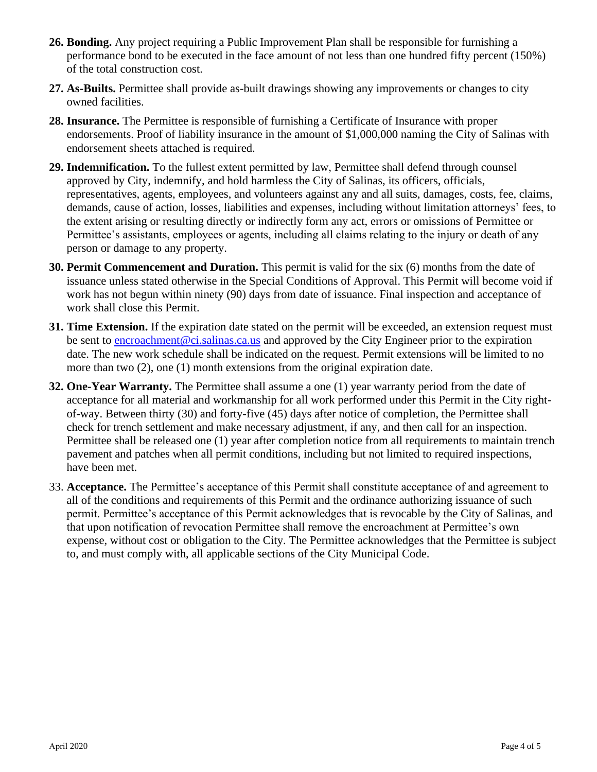26. **Bonding.** Any project requiring a Public Improvement Plan shall be responsible for furnishing a performance bond to be executed in the face amount of not less than one hundred fifty percent (150%) of the total construction cost.

27. **As-Builts.** Permittee shall provide as-built drawings showing any improvements or changes to city owned facilities.

28. **Insurance.** The Permittee is responsible of furnishing a Certificate of Insurance with proper endorsements. Proof of liability insurance in the amount of $1,000,000 naming the City of Salinas with endorsement sheets attached is required.

29. **Indemnification.** To the fullest extent permitted by law, Permittee shall defend through counsel approved by City, indemnify, and hold harmless the City of Salinas, its officers, officials, representatives, agents, employees, and volunteers against any and all suits, damages, costs, fee, claims, demands, cause of action, losses, liabilities and expenses, including without limitation attorneys' fees, to the extent arising or resulting directly or indirectly form any act, errors or omissions of Permittee or Permittee's assistants, employees or agents, including all claims relating to the injury or death of any person or damage to any property.

30. **Permit Commencement and Duration.** This permit is valid for the six (6) months from the date of issuance unless stated otherwise in the Special Conditions of Approval. This Permit will become void if work has not begun within ninety (90) days from date of issuance. Final inspection and acceptance of work shall close this Permit.

31. **Time Extension.** If the expiration date stated on the permit will be exceeded, an extension request must be sent to [encroachment@ci.salinas.ca.us](mailto:encroachment@ci.salinas.ca.us) and approved by the City Engineer prior to the expiration date. The new work schedule shall be indicated on the request. Permit extensions will be limited to no more than two (2), one (1) month extensions from the original expiration date.

32. **One-Year Warranty.** The Permittee shall assume a one (1) year warranty period from the date of acceptance for all material and workmanship for all work performed under this Permit in the City right-of-way. Between thirty (30) and forty-five (45) days after notice of completion, the Permittee shall check for trench settlement and make necessary adjustment, if any, and then call for an inspection. Permittee shall be released one (1) year after completion notice from all requirements to maintain trench pavement and patches when all permit conditions, including but not limited to required inspections, have been met.

33. **Acceptance.** The Permittee's acceptance of this Permit shall constitute acceptance of and agreement to all of the conditions and requirements of this Permit and the ordinance authorizing issuance of such permit. Permittee's acceptance of this Permit acknowledges that is revocable by the City of Salinas, and that upon notification of revocation Permittee shall remove the encroachment at Permittee's own expense, without cost or obligation to the City. The Permittee acknowledges that the Permittee is subject to, and must comply with, all applicable sections of the City Municipal Code.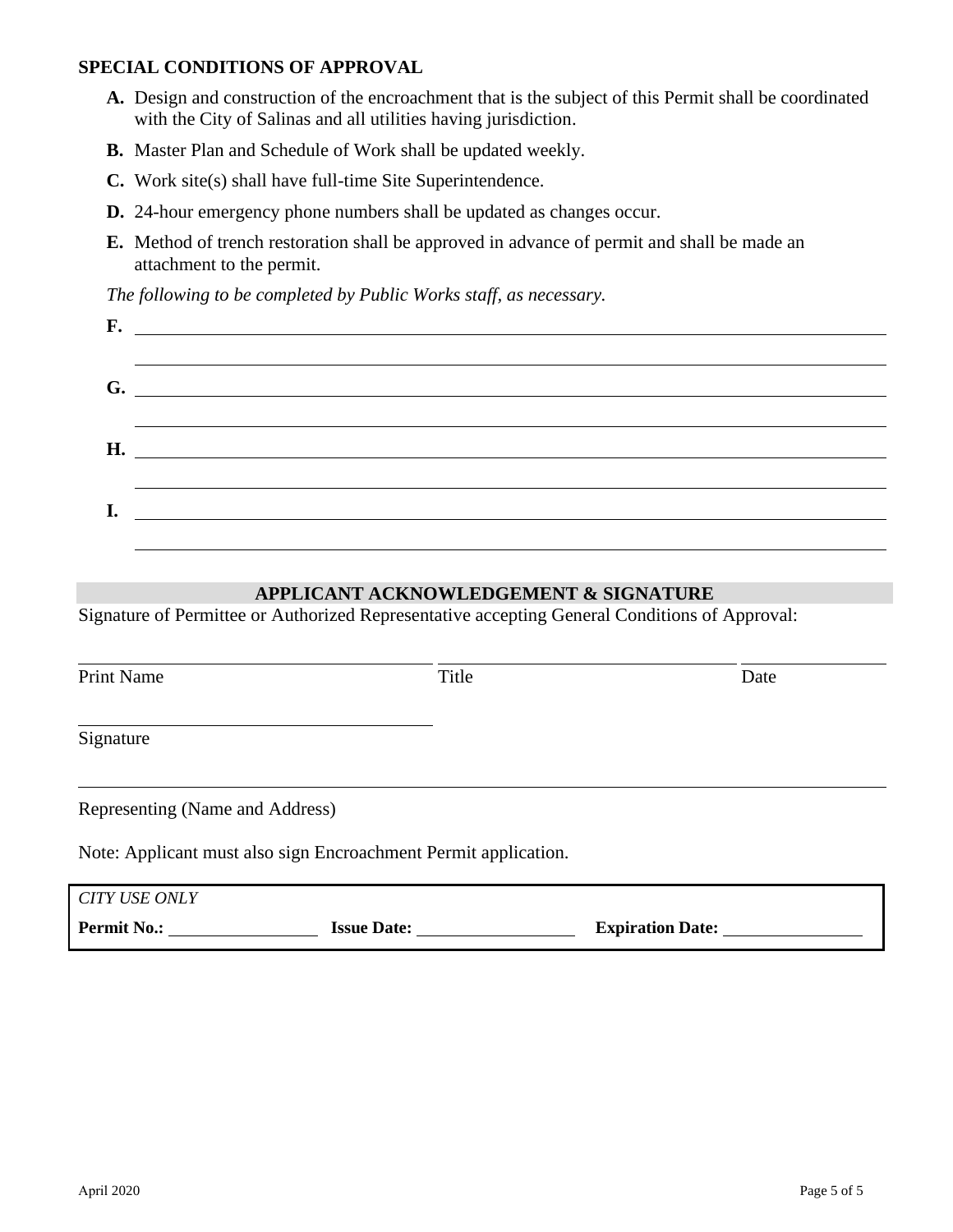**SPECIAL CONDITIONS OF APPROVAL**

- **A.** Design and construction of the encroachment that is the subject of this Permit shall be coordinated with the City of Salinas and all utilities having jurisdiction.
- **B.** Master Plan and Schedule of Work shall be updated weekly.
- **C.** Work site(s) shall have full-time Site Superintendence.
- **D.** 24-hour emergency phone numbers shall be updated as changes occur.
- **E.** Method of trench restoration shall be approved in advance of permit and shall be made an attachment to the permit.

*The following to be completed by Public Works staff, as necessary.*

- **F.** ______________________________________________
- **G.** ______________________________________________
- **H.** ______________________________________________
- **I.** ______________________________________________

## APPLICANT ACKNOWLEDGEMENT & SIGNATURE

Signature of Permittee or Authorized Representative accepting General Conditions of Approval:

Print Name ____________________ Title ____________________ Date __________

Signature ____________________

Representing (Name and Address) ______________________________________________

Note: Applicant must also sign Encroachment Permit application.

*CITY USE ONLY*

**Permit No.:** ______________ **Issue Date:** ______________ **Expiration Date:** ______________

April 2020